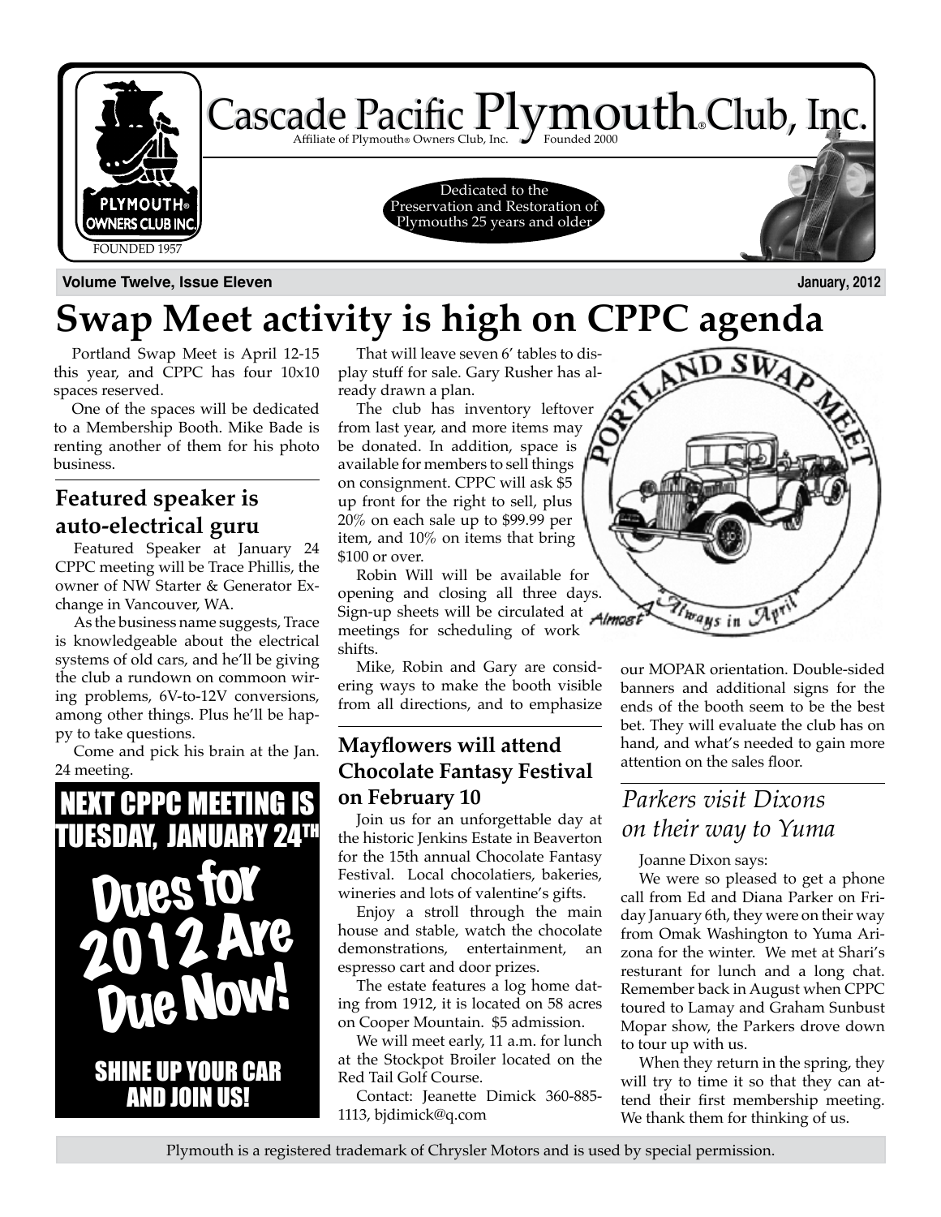# Cascade Pacific Plymouth® Club, Inc.

Affiliate of Plymouth® Owners Club, Inc. Founded 2000

Dedicated to the Preservation and Restoration of Plymouths 25 years and older

PLYMOUTH® OWNERS CLUB INC. FOUNDED 1957

**Volume Twelve, Issue Eleven** **January, 2012**

# Swap Meet activity is high on CPPC agenda

Portland Swap Meet is April 12-15 this year, and CPPC has four 10x10 spaces reserved.

One of the spaces will be dedicated to a Membership Booth. Mike Bade is renting another of them for his photo business.

That will leave seven 6' tables to display stuff for sale. Gary Rusher has already drawn a plan.

The club has inventory leftover from last year, and more items may be donated. In addition, space is available for members to sell things on consignment. CPPC will ask $5 up front for the right to sell, plus 20% on each sale up to $99.99 per item, and 10% on items that bring $100 or over.

Robin Will will be available for opening and closing all three days. Sign-up sheets will be circulated at meetings for scheduling of work shifts.

Mike, Robin and Gary are considering ways to make the booth visible from all directions, and to emphasize our MOPAR orientation. Double-sided banners and additional signs for the ends of the booth seem to be the best bet. They will evaluate the club has on hand, and what's needed to gain more attention on the sales floor.

PORTLAND SWAP MEET — Almost Always in April

## Featured speaker is auto-electrical guru

Featured Speaker at January 24 CPPC meeting will be Trace Phillis, the owner of NW Starter & Generator Exchange in Vancouver, WA.

As the business name suggests, Trace is knowledgeable about the electrical systems of old cars, and he'll be giving the club a rundown on common wiring problems, 6V-to-12V conversions, among other things. Plus he'll be happy to take questions.

Come and pick his brain at the Jan. 24 meeting.

**NEXT CPPC MEETING IS TUESDAY, JANUARY 24TH**

**Dues for 2012 Are Due Now!**

**SHINE UP YOUR CAR AND JOIN US!**

## Mayflowers will attend Chocolate Fantasy Festival on February 10

Join us for an unforgettable day at the historic Jenkins Estate in Beaverton for the 15th annual Chocolate Fantasy Festival. Local chocolatiers, bakeries, wineries and lots of valentine's gifts.

Enjoy a stroll through the main house and stable, watch the chocolate demonstrations, entertainment, an espresso cart and door prizes.

The estate features a log home dating from 1912, it is located on 58 acres on Cooper Mountain. $5 admission.

We will meet early, 11 a.m. for lunch at the Stockpot Broiler located on the Red Tail Golf Course.

Contact: Jeanette Dimick 360-885-1113, bjdimick@q.com

## *Parkers visit Dixons on their way to Yuma*

Joanne Dixon says:

We were so pleased to get a phone call from Ed and Diana Parker on Friday January 6th, they were on their way from Omak Washington to Yuma Arizona for the winter. We met at Shari's resturant for lunch and a long chat. Remember back in August when CPPC toured to Lamay and Graham Sunbust Mopar show, the Parkers drove down to tour up with us.

When they return in the spring, they will try to time it so that they can attend their first membership meeting. We thank them for thinking of us.

Plymouth is a registered trademark of Chrysler Motors and is used by special permission.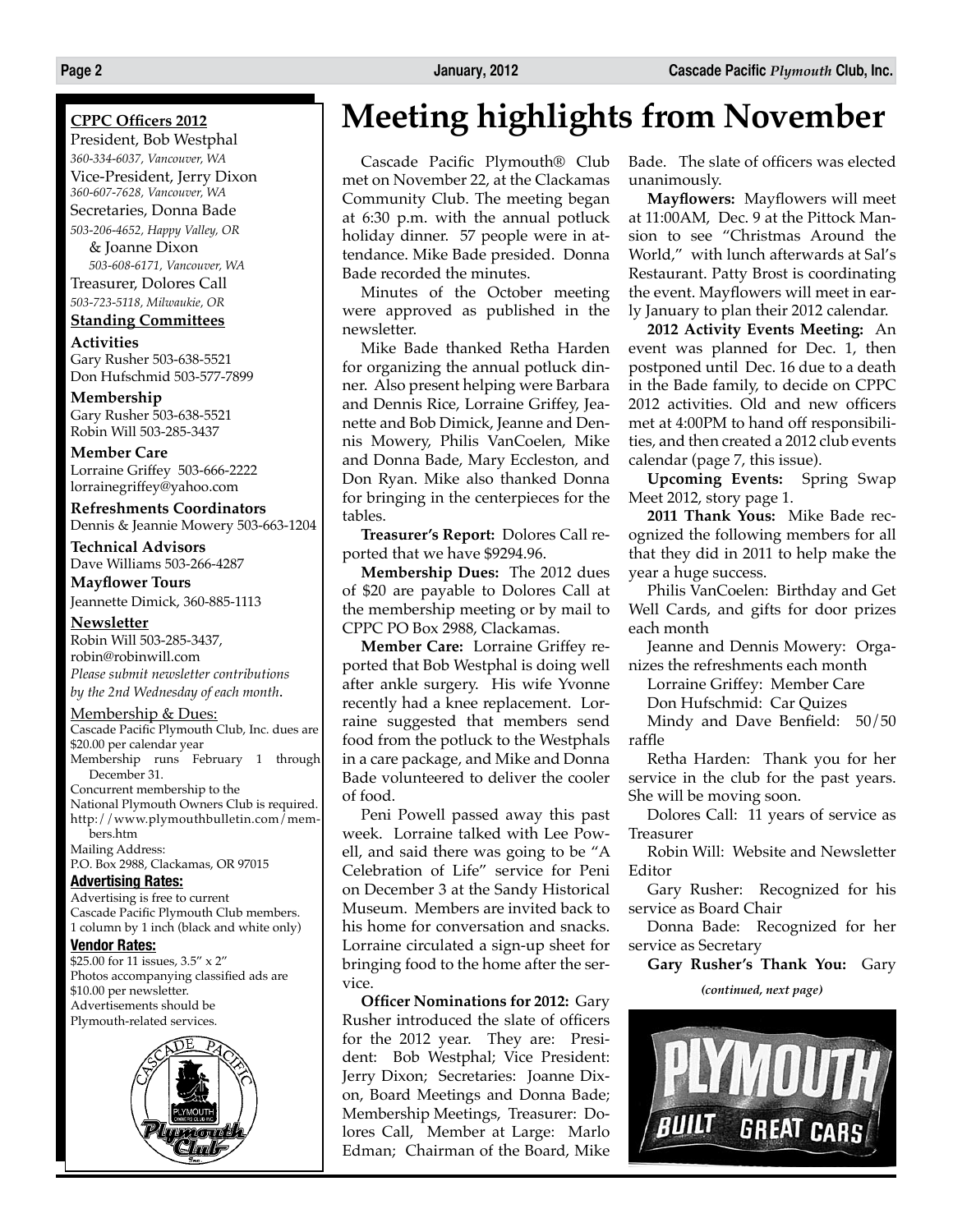# Meeting highlights from November

Cascade Pacific Plymouth® Club met on November 22, at the Clackamas Community Club. The meeting began at 6:30 p.m. with the annual potluck holiday dinner. 57 people were in attendance. Mike Bade presided. Donna Bade recorded the minutes.

Minutes of the October meeting were approved as published in the newsletter.

Mike Bade thanked Retha Harden for organizing the annual potluck dinner. Also present helping were Barbara and Dennis Rice, Lorraine Griffey, Jeanette and Bob Dimick, Jeanne and Dennis Mowery, Philis VanCoelen, Mike and Donna Bade, Mary Eccleston, and Don Ryan. Mike also thanked Donna for bringing in the centerpieces for the tables.

**Treasurer's Report:** Dolores Call reported that we have $9294.96.

**Membership Dues:** The 2012 dues of $20 are payable to Dolores Call at the membership meeting or by mail to CPPC PO Box 2988, Clackamas.

**Member Care:** Lorraine Griffey reported that Bob Westphal is doing well after ankle surgery. His wife Yvonne recently had a knee replacement. Lorraine suggested that members send food from the potluck to the Westphals in a care package, and Mike and Donna Bade volunteered to deliver the cooler of food.

Peni Powell passed away this past week. Lorraine talked with Lee Powell, and said there was going to be "A Celebration of Life" service for Peni on December 3 at the Sandy Historical Museum. Members are invited back to his home for conversation and snacks. Lorraine circulated a sign-up sheet for bringing food to the home after the service.

**Officer Nominations for 2012:** Gary Rusher introduced the slate of officers for the 2012 year. They are: President: Bob Westphal; Vice President: Jerry Dixon; Secretaries: Joanne Dixon, Board Meetings and Donna Bade; Membership Meetings, Treasurer: Dolores Call, Member at Large: Marlo Edman; Chairman of the Board, Mike Bade. The slate of officers was elected unanimously.

**Mayflowers:** Mayflowers will meet at 11:00AM, Dec. 9 at the Pittock Mansion to see "Christmas Around the World," with lunch afterwards at Sal's Restaurant. Patty Brost is coordinating the event. Mayflowers will meet in early January to plan their 2012 calendar.

**2012 Activity Events Meeting:** An event was planned for Dec. 1, then postponed until Dec. 16 due to a death in the Bade family, to decide on CPPC 2012 activities. Old and new officers met at 4:00PM to hand off responsibilities, and then created a 2012 club events calendar (page 7, this issue).

**Upcoming Events:** Spring Swap Meet 2012, story page 1.

**2011 Thank Yous:** Mike Bade recognized the following members for all that they did in 2011 to help make the year a huge success.

Philis VanCoelen: Birthday and Get Well Cards, and gifts for door prizes each month

Jeanne and Dennis Mowery: Organizes the refreshments each month

Lorraine Griffey: Member Care

Don Hufschmid: Car Quizes

Mindy and Dave Benfield: 50/50 raffle

Retha Harden: Thank you for her service in the club for the past years. She will be moving soon.

Dolores Call: 11 years of service as Treasurer

Robin Will: Website and Newsletter Editor

Gary Rusher: Recognized for his service as Board Chair

Donna Bade: Recognized for her service as Secretary

**Gary Rusher's Thank You:** Gary

*(continued, next page)*

---

**CPPC Officers 2012**

President, Bob Westphal
*360-334-6037, Vancouver, WA*

Vice-President, Jerry Dixon
*360-607-7628, Vancouver, WA*

Secretaries, Donna Bade
*503-206-4652, Happy Valley, OR*
& Joanne Dixon
*503-608-6171, Vancouver, WA*

Treasurer, Dolores Call
*503-723-5118, Milwaukie, OR*

**Standing Committees**

**Activities**
Gary Rusher 503-638-5521
Don Hufschmid 503-577-7899

**Membership**
Gary Rusher 503-638-5521
Robin Will 503-285-3437

**Member Care**
Lorraine Griffey 503-666-2222
lorrainegriffey@yahoo.com

**Refreshments Coordinators**
Dennis & Jeannie Mowery 503-663-1204

**Technical Advisors**
Dave Williams 503-266-4287

**Mayflower Tours**
Jeannette Dimick, 360-885-1113

**Newsletter**
Robin Will 503-285-3437,
robin@robinwill.com
*Please submit newsletter contributions by the 2nd Wednesday of each month.*

Membership & Dues:
Cascade Pacific Plymouth Club, Inc. dues are $20.00 per calendar year
Membership runs February 1 through December 31.
Concurrent membership to the National Plymouth Owners Club is required.
http://www.plymouthbulletin.com/members.htm
Mailing Address:
P.O. Box 2988, Clackamas, OR 97015

**Advertising Rates:**
Advertising is free to current Cascade Pacific Plymouth Club members.
1 column by 1 inch (black and white only)

**Vendor Rates:**
$25.00 for 11 issues, 3.5" x 2"
Photos accompanying classified ads are $10.00 per newsletter.
Advertisements should be Plymouth-related services.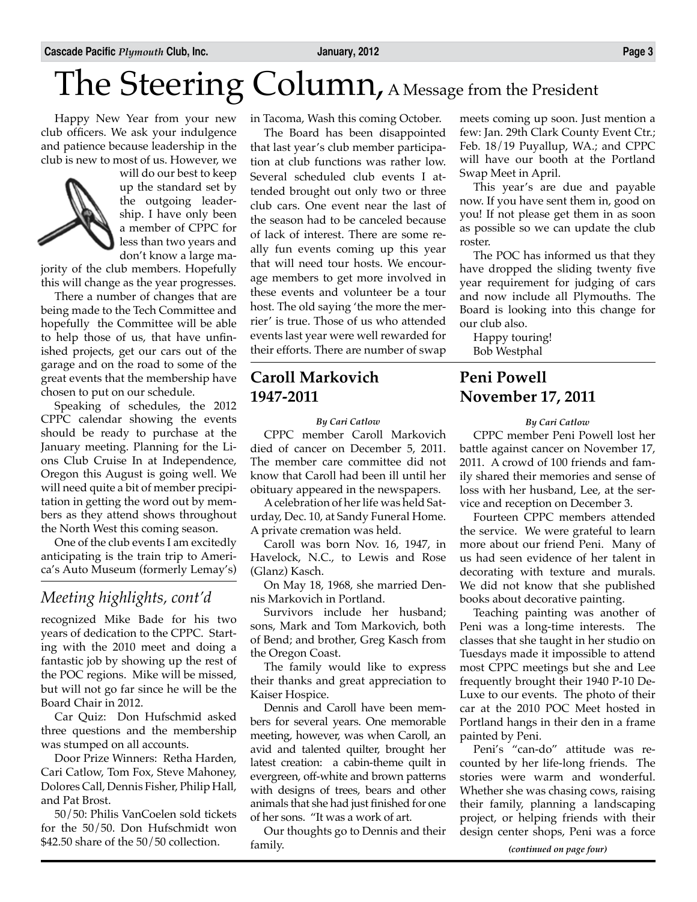# The Steering Column, A Message from the President

Happy New Year from your new club officers. We ask your indulgence and patience because leadership in the club is new to most of us. However, we will do our best to keep up the standard set by the outgoing leadership. I have only been a member of CPPC for less than two years and don't know a large majority of the club members. Hopefully this will change as the year progresses.

There a number of changes that are being made to the Tech Committee and hopefully the Committee will be able to help those of us, that have unfinished projects, get our cars out of the garage and on the road to some of the great events that the membership have chosen to put on our schedule.

Speaking of schedules, the 2012 CPPC calendar showing the events should be ready to purchase at the January meeting. Planning for the Lions Club Cruise In at Independence, Oregon this August is going well. We will need quite a bit of member precipitation in getting the word out by members as they attend shows throughout the North West this coming season.

One of the club events I am excitedly anticipating is the train trip to America's Auto Museum (formerly Lemay's) in Tacoma, Wash this coming October.

The Board has been disappointed that last year's club member participation at club functions was rather low. Several scheduled club events I attended brought out only two or three club cars. One event near the last of the season had to be canceled because of lack of interest. There are some really fun events coming up this year that will need tour hosts. We encourage members to get more involved in these events and volunteer be a tour host. The old saying 'the more the merrier' is true. Those of us who attended events last year were well rewarded for their efforts. There are number of swap meets coming up soon. Just mention a few: Jan. 29th Clark County Event Ctr.; Feb. 18/19 Puyallup, WA.; and CPPC will have our booth at the Portland Swap Meet in April.

This year's are due and payable now. If you have sent them in, good on you! If not please get them in as soon as possible so we can update the club roster.

The POC has informed us that they have dropped the sliding twenty five year requirement for judging of cars and now include all Plymouths. The Board is looking into this change for our club also.

Happy touring!
Bob Westphal

## *Meeting highlights, cont'd*

recognized Mike Bade for his two years of dedication to the CPPC. Starting with the 2010 meet and doing a fantastic job by showing up the rest of the POC regions. Mike will be missed, but will not go far since he will be the Board Chair in 2012.

Car Quiz: Don Hufschmid asked three questions and the membership was stumped on all accounts.

Door Prize Winners: Retha Harden, Cari Catlow, Tom Fox, Steve Mahoney, Dolores Call, Dennis Fisher, Philip Hall, and Pat Brost.

50/50: Philis VanCoelen sold tickets for the 50/50. Don Hufschmidt won $42.50 share of the 50/50 collection.

## Caroll Markovich 1947-2011

*By Cari Catlow*

CPPC member Caroll Markovich died of cancer on December 5, 2011. The member care committee did not know that Caroll had been ill until her obituary appeared in the newspapers.

A celebration of her life was held Saturday, Dec. 10, at Sandy Funeral Home. A private cremation was held.

Caroll was born Nov. 16, 1947, in Havelock, N.C., to Lewis and Rose (Glanz) Kasch.

On May 18, 1968, she married Dennis Markovich in Portland.

Survivors include her husband; sons, Mark and Tom Markovich, both of Bend; and brother, Greg Kasch from the Oregon Coast.

The family would like to express their thanks and great appreciation to Kaiser Hospice.

Dennis and Caroll have been members for several years. One memorable meeting, however, was when Caroll, an avid and talented quilter, brought her latest creation: a cabin-theme quilt in evergreen, off-white and brown patterns with designs of trees, bears and other animals that she had just finished for one of her sons. "It was a work of art.

Our thoughts go to Dennis and their family.

## Peni Powell November 17, 2011

*By Cari Catlow*

CPPC member Peni Powell lost her battle against cancer on November 17, 2011. A crowd of 100 friends and family shared their memories and sense of loss with her husband, Lee, at the service and reception on December 3.

Fourteen CPPC members attended the service. We were grateful to learn more about our friend Peni. Many of us had seen evidence of her talent in decorating with texture and murals. We did not know that she published books about decorative painting.

Teaching painting was another of Peni was a long-time interests. The classes that she taught in her studio on Tuesdays made it impossible to attend most CPPC meetings but she and Lee frequently brought their 1940 P-10 DeLuxe to our events. The photo of their car at the 2010 POC Meet hosted in Portland hangs in their den in a frame painted by Peni.

Peni's "can-do" attitude was recounted by her life-long friends. The stories were warm and wonderful. Whether she was chasing cows, raising their family, planning a landscaping project, or helping friends with their design center shops, Peni was a force

*(continued on page four)*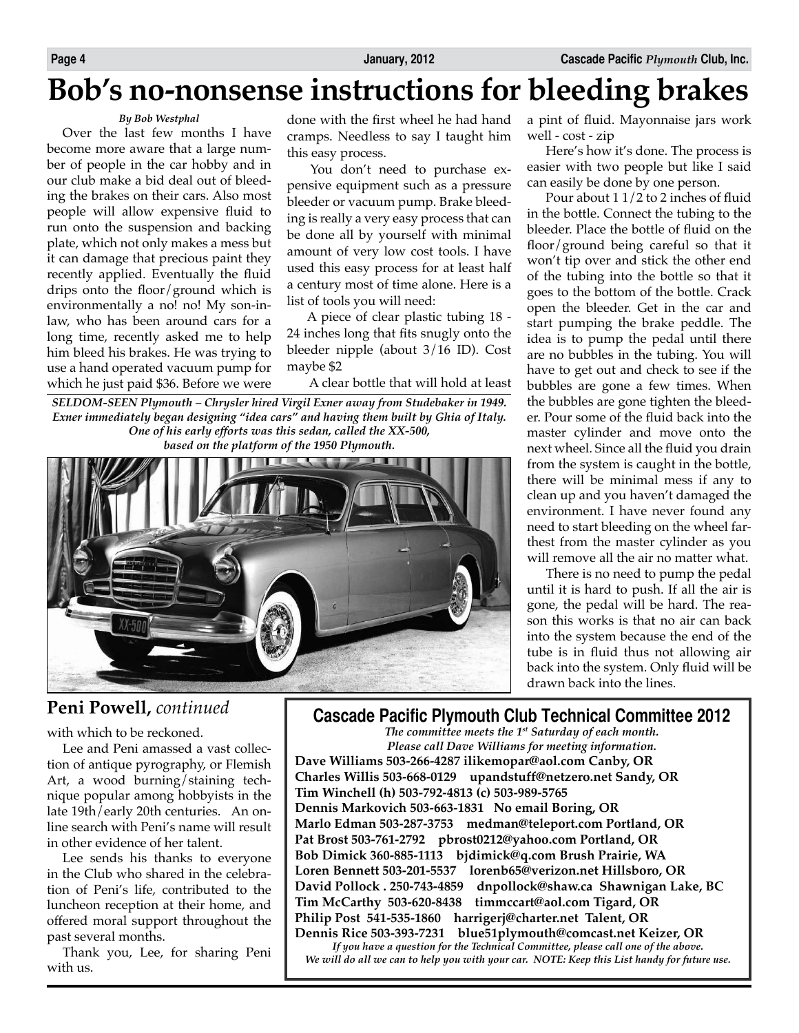# Bob's no-nonsense instructions for bleeding brakes

*By Bob Westphal*

Over the last few months I have become more aware that a large number of people in the car hobby and in our club make a bid deal out of bleeding the brakes on their cars. Also most people will allow expensive fluid to run onto the suspension and backing plate, which not only makes a mess but it can damage that precious paint they recently applied. Eventually the fluid drips onto the floor/ground which is environmentally a no! no! My son-in-law, who has been around cars for a long time, recently asked me to help him bleed his brakes. He was trying to use a hand operated vacuum pump for which he just paid $36. Before we were done with the first wheel he had hand cramps. Needless to say I taught him this easy process.

You don't need to purchase expensive equipment such as a pressure bleeder or vacuum pump. Brake bleeding is really a very easy process that can be done all by yourself with minimal amount of very low cost tools. I have used this easy process for at least half a century most of time alone. Here is a list of tools you will need:

A piece of clear plastic tubing 18 - 24 inches long that fits snugly onto the bleeder nipple (about 3/16 ID). Cost maybe $2

A clear bottle that will hold at least a pint of fluid. Mayonnaise jars work well - cost - zip

Here's how it's done. The process is easier with two people but like I said can easily be done by one person.

Pour about 1 1/2 to 2 inches of fluid in the bottle. Connect the tubing to the bleeder. Place the bottle of fluid on the floor/ground being careful so that it won't tip over and stick the other end of the tubing into the bottle so that it goes to the bottom of the bottle. Crack open the bleeder. Get in the car and start pumping the brake peddle. The idea is to pump the pedal until there are no bubbles in the tubing. You will have to get out and check to see if the bubbles are gone a few times. When the bubbles are gone tighten the bleeder. Pour some of the fluid back into the master cylinder and move onto the next wheel. Since all the fluid you drain from the system is caught in the bottle, there will be minimal mess if any to clean up and you haven't damaged the environment. I have never found any need to start bleeding on the wheel farthest from the master cylinder as you will remove all the air no matter what.

There is no need to pump the pedal until it is hard to push. If all the air is gone, the pedal will be hard. The reason this works is that no air can back into the system because the end of the tube is in fluid thus not allowing air back into the system. Only fluid will be drawn back into the lines.

***SELDOM-SEEN Plymouth – Chrysler hired Virgil Exner away from Studebaker in 1949. Exner immediately began designing "idea cars" and having them built by Ghia of Italy. One of his early efforts was this sedan, called the XX-500, based on the platform of the 1950 Plymouth.***

## Peni Powell, *continued*

with which to be reckoned.

Lee and Peni amassed a vast collection of antique pyrography, or Flemish Art, a wood burning/staining technique popular among hobbyists in the late 19th/early 20th centuries. An online search with Peni's name will result in other evidence of her talent.

Lee sends his thanks to everyone in the Club who shared in the celebration of Peni's life, contributed to the luncheon reception at their home, and offered moral support throughout the past several months.

Thank you, Lee, for sharing Peni with us.

## Cascade Pacific Plymouth Club Technical Committee 2012

*The committee meets the 1st Saturday of each month.*
*Please call Dave Williams for meeting information.*

**Dave Williams 503-266-4287 ilikemopar@aol.com Canby, OR**
**Charles Willis 503-668-0129 upandstuff@netzero.net Sandy, OR**
**Tim Winchell (h) 503-792-4813 (c) 503-989-5765**
**Dennis Markovich 503-663-1831 No email Boring, OR**
**Marlo Edman 503-287-3753 medman@teleport.com Portland, OR**
**Pat Brost 503-761-2792 pbrost0212@yahoo.com Portland, OR**
**Bob Dimick 360-885-1113 bjdimick@q.com Brush Prairie, WA**
**Loren Bennett 503-201-5537 lorenb65@verizon.net Hillsboro, OR**
**David Pollock . 250-743-4859 dnpollock@shaw.ca Shawnigan Lake, BC**
**Tim McCarthy 503-620-8438 timmccart@aol.com Tigard, OR**
**Philip Post 541-535-1860 harrigerj@charter.net Talent, OR**
**Dennis Rice 503-393-7231 blue51plymouth@comcast.net Keizer, OR**

*If you have a question for the Technical Committee, please call one of the above.*
*We will do all we can to help you with your car. NOTE: Keep this List handy for future use.*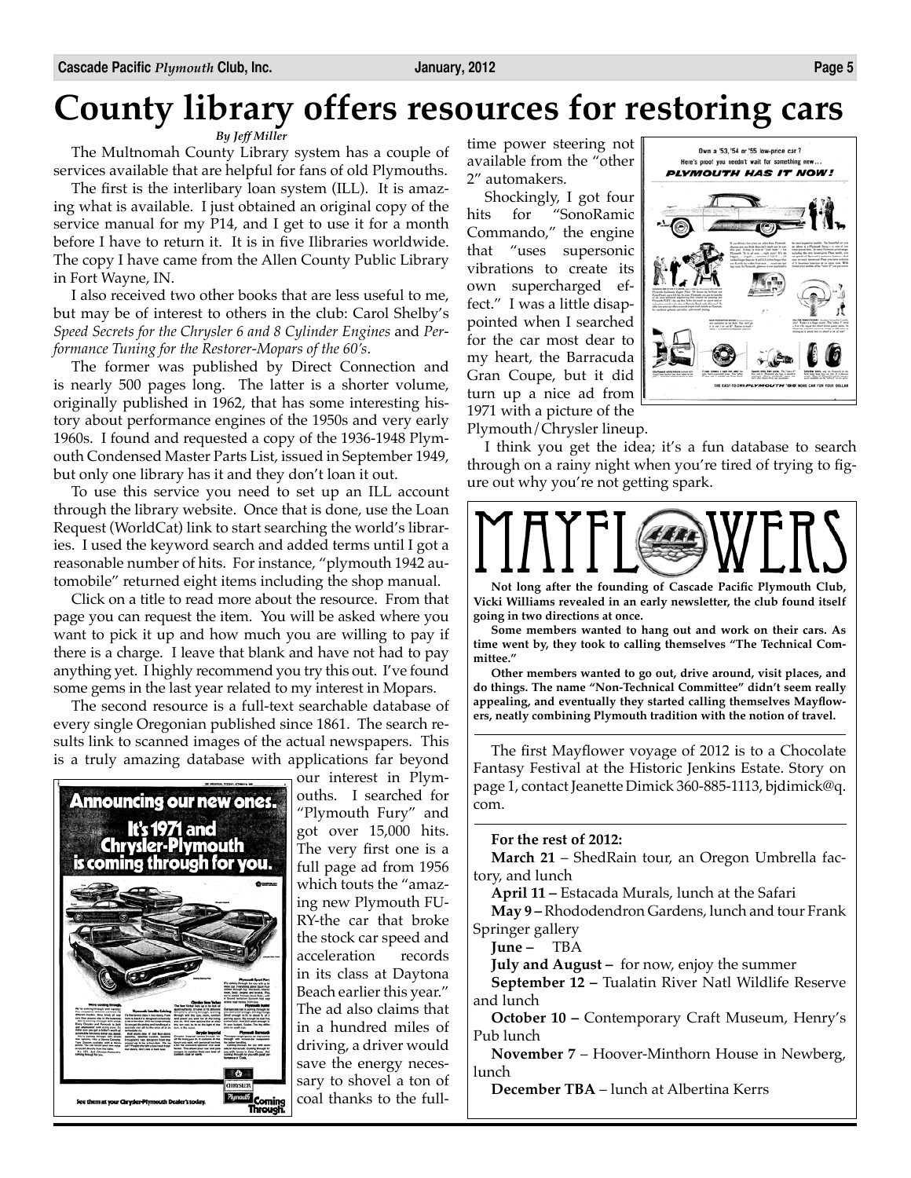# County library offers resources for restoring cars

*By Jeff Miller*

The Multnomah County Library system has a couple of services available that are helpful for fans of old Plymouths.

The first is the interlibary loan system (ILL). It is amazing what is available. I just obtained an original copy of the service manual for my P14, and I get to use it for a month before I have to return it. It is in five Ilibraries worldwide. The copy I have came from the Allen County Public Library in Fort Wayne, IN.

I also received two other books that are less useful to me, but may be of interest to others in the club: Carol Shelby's *Speed Secrets for the Chrysler 6 and 8 Cylinder Engines* and *Performance Tuning for the Restorer-Mopars of the 60's*.

The former was published by Direct Connection and is nearly 500 pages long. The latter is a shorter volume, originally published in 1962, that has some interesting history about performance engines of the 1950s and very early 1960s. I found and requested a copy of the 1936-1948 Plymouth Condensed Master Parts List, issued in September 1949, but only one library has it and they don't loan it out.

To use this service you need to set up an ILL account through the library website. Once that is done, use the Loan Request (WorldCat) link to start searching the world's libraries. I used the keyword search and added terms until I got a reasonable number of hits. For instance, "plymouth 1942 automobile" returned eight items including the shop manual.

Click on a title to read more about the resource. From that page you can request the item. You will be asked where you want to pick it up and how much you are willing to pay if there is a charge. I leave that blank and have not had to pay anything yet. I highly recommend you try this out. I've found some gems in the last year related to my interest in Mopars.

The second resource is a full-text searchable database of every single Oregonian published since 1861. The search results link to scanned images of the actual newspapers. This is a truly amazing database with applications far beyond our interest in Plymouths. I searched for "Plymouth Fury" and got over 15,000 hits. The very first one is a full page ad from 1956 which touts the "amazing new Plymouth FURY-the car that broke the stock car speed and acceleration records in its class at Daytona Beach earlier this year." The ad also claims that in a hundred miles of driving, a driver would save the energy necessary to shovel a ton of coal thanks to the full-time power steering not available from the "other 2" automakers.

Shockingly, I got four hits for "SonoRamic Commando," the engine that "uses supersonic vibrations to create its own supercharged effect." I was a little disappointed when I searched for the car most dear to my heart, the Barracuda Gran Coupe, but it did turn up a nice ad from 1971 with a picture of the Plymouth/Chrysler lineup.

I think you get the idea; it's a fun database to search through on a rainy night when you're tired of trying to figure out why you're not getting spark.

# MAYFLOWERS

**Not long after the founding of Cascade Pacific Plymouth Club, Vicki Williams revealed in an early newsletter, the club found itself going in two directions at once.**

**Some members wanted to hang out and work on their cars. As time went by, they took to calling themselves "The Technical Committee."**

**Other members wanted to go out, drive around, visit places, and do things. The name "Non-Technical Committee" didn't seem really appealing, and eventually they started calling themselves Mayflowers, neatly combining Plymouth tradition with the notion of travel.**

The first Mayflower voyage of 2012 is to a Chocolate Fantasy Festival at the Historic Jenkins Estate. Story on page 1, contact Jeanette Dimick 360-885-1113, bjdimick@q.com.

**For the rest of 2012:**

**March 21** – ShedRain tour, an Oregon Umbrella factory, and lunch

**April 11 –** Estacada Murals, lunch at the Safari

**May 9 –** Rhododendron Gardens, lunch and tour Frank Springer gallery

**June –** TBA

**July and August –** for now, enjoy the summer

**September 12 –** Tualatin River Natl Wildlife Reserve and lunch

**October 10 –** Contemporary Craft Museum, Henry's Pub lunch

**November 7** – Hoover-Minthorn House in Newberg, lunch

**December TBA** – lunch at Albertina Kerrs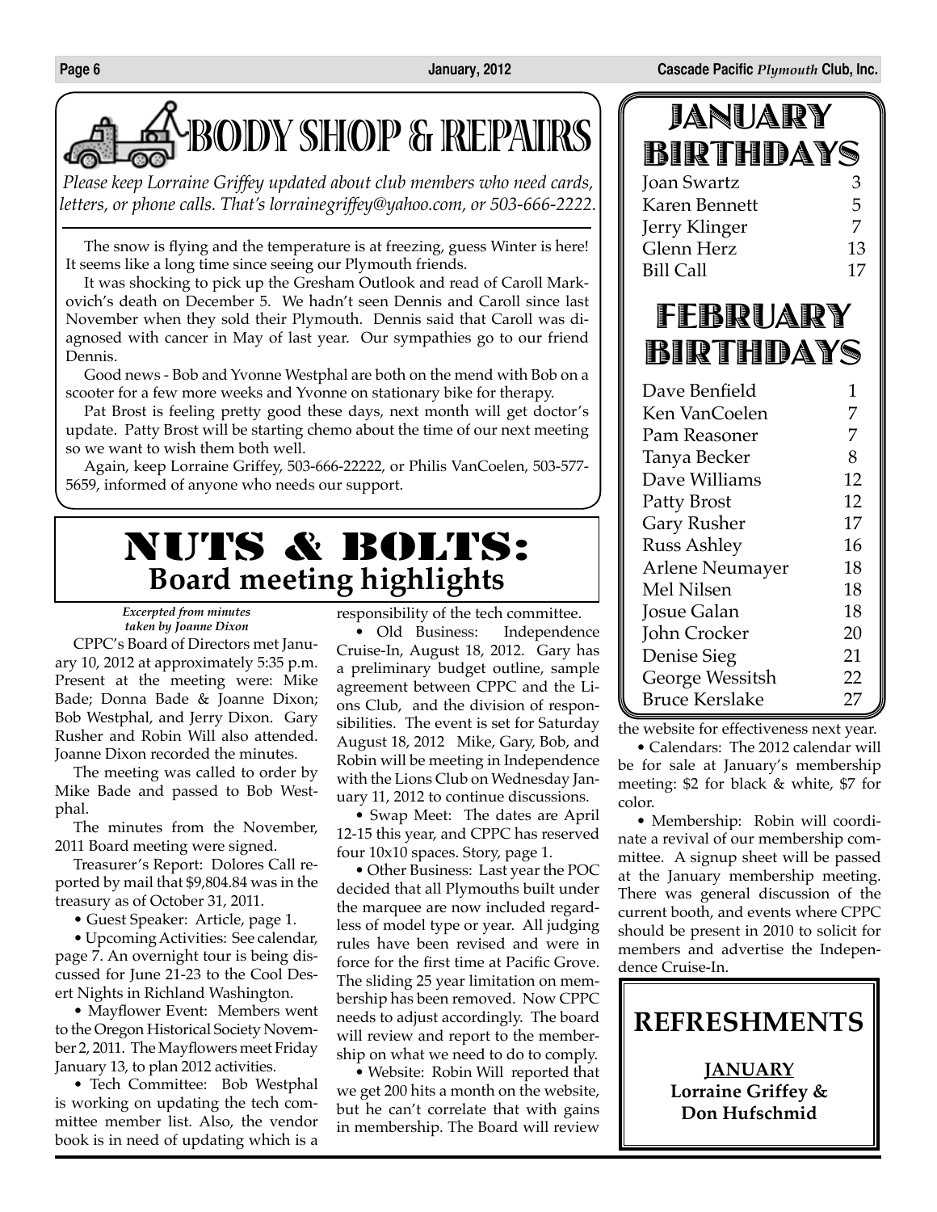# BODY SHOP & REPAIRS

*Please keep Lorraine Griffey updated about club members who need cards, letters, or phone calls. That's lorrainegriffey@yahoo.com, or 503-666-2222.*

The snow is flying and the temperature is at freezing, guess Winter is here! It seems like a long time since seeing our Plymouth friends.

It was shocking to pick up the Gresham Outlook and read of Caroll Markovich's death on December 5. We hadn't seen Dennis and Caroll since last November when they sold their Plymouth. Dennis said that Caroll was diagnosed with cancer in May of last year. Our sympathies go to our friend Dennis.

Good news - Bob and Yvonne Westphal are both on the mend with Bob on a scooter for a few more weeks and Yvonne on stationary bike for therapy.

Pat Brost is feeling pretty good these days, next month will get doctor's update. Patty Brost will be starting chemo about the time of our next meeting so we want to wish them both well.

Again, keep Lorraine Griffey, 503-666-22222, or Philis VanCoelen, 503-577-5659, informed of anyone who needs our support.

# NUTS & BOLTS:
## Board meeting highlights

*Excerpted from minutes taken by Joanne Dixon*

CPPC's Board of Directors met January 10, 2012 at approximately 5:35 p.m. Present at the meeting were: Mike Bade; Donna Bade & Joanne Dixon; Bob Westphal, and Jerry Dixon. Gary Rusher and Robin Will also attended. Joanne Dixon recorded the minutes.

The meeting was called to order by Mike Bade and passed to Bob Westphal.

The minutes from the November, 2011 Board meeting were signed.

Treasurer's Report: Dolores Call reported by mail that $9,804.84 was in the treasury as of October 31, 2011.

- Guest Speaker: Article, page 1.
- Upcoming Activities: See calendar, page 7. An overnight tour is being discussed for June 21-23 to the Cool Desert Nights in Richland Washington.
- Mayflower Event: Members went to the Oregon Historical Society November 2, 2011. The Mayflowers meet Friday January 13, to plan 2012 activities.
- Tech Committee: Bob Westphal is working on updating the tech committee member list. Also, the vendor book is in need of updating which is a responsibility of the tech committee.
- Old Business: Independence Cruise-In, August 18, 2012. Gary has a preliminary budget outline, sample agreement between CPPC and the Lions Club, and the division of responsibilities. The event is set for Saturday August 18, 2012 Mike, Gary, Bob, and Robin will be meeting in Independence with the Lions Club on Wednesday January 11, 2012 to continue discussions.
- Swap Meet: The dates are April 12-15 this year, and CPPC has reserved four 10x10 spaces. Story, page 1.
- Other Business: Last year the POC decided that all Plymouths built under the marquee are now included regardless of model type or year. All judging rules have been revised and were in force for the first time at Pacific Grove. The sliding 25 year limitation on membership has been removed. Now CPPC needs to adjust accordingly. The board will review and report to the membership on what we need to do to comply.
- Website: Robin Will reported that we get 200 hits a month on the website, but he can't correlate that with gains in membership. The Board will review the website for effectiveness next year.
- Calendars: The 2012 calendar will be for sale at January's membership meeting: $2 for black & white, $7 for color.
- Membership: Robin will coordinate a revival of our membership committee. A signup sheet will be passed at the January membership meeting. There was general discussion of the current booth, and events where CPPC should be present in 2010 to solicit for members and advertise the Independence Cruise-In.

# JANUARY BIRTHDAYS

| Name | Day |
|---|---|
| Joan Swartz | 3 |
| Karen Bennett | 5 |
| Jerry Klinger | 7 |
| Glenn Herz | 13 |
| Bill Call | 17 |

# FEBRUARY BIRTHDAYS

| Name | Day |
|---|---|
| Dave Benfield | 1 |
| Ken VanCoelen | 7 |
| Pam Reasoner | 7 |
| Tanya Becker | 8 |
| Dave Williams | 12 |
| Patty Brost | 12 |
| Gary Rusher | 17 |
| Russ Ashley | 16 |
| Arlene Neumayer | 18 |
| Mel Nilsen | 18 |
| Josue Galan | 18 |
| John Crocker | 20 |
| Denise Sieg | 21 |
| George Wessitsh | 22 |
| Bruce Kerslake | 27 |

# REFRESHMENTS

**JANUARY**
**Lorraine Griffey & Don Hufschmid**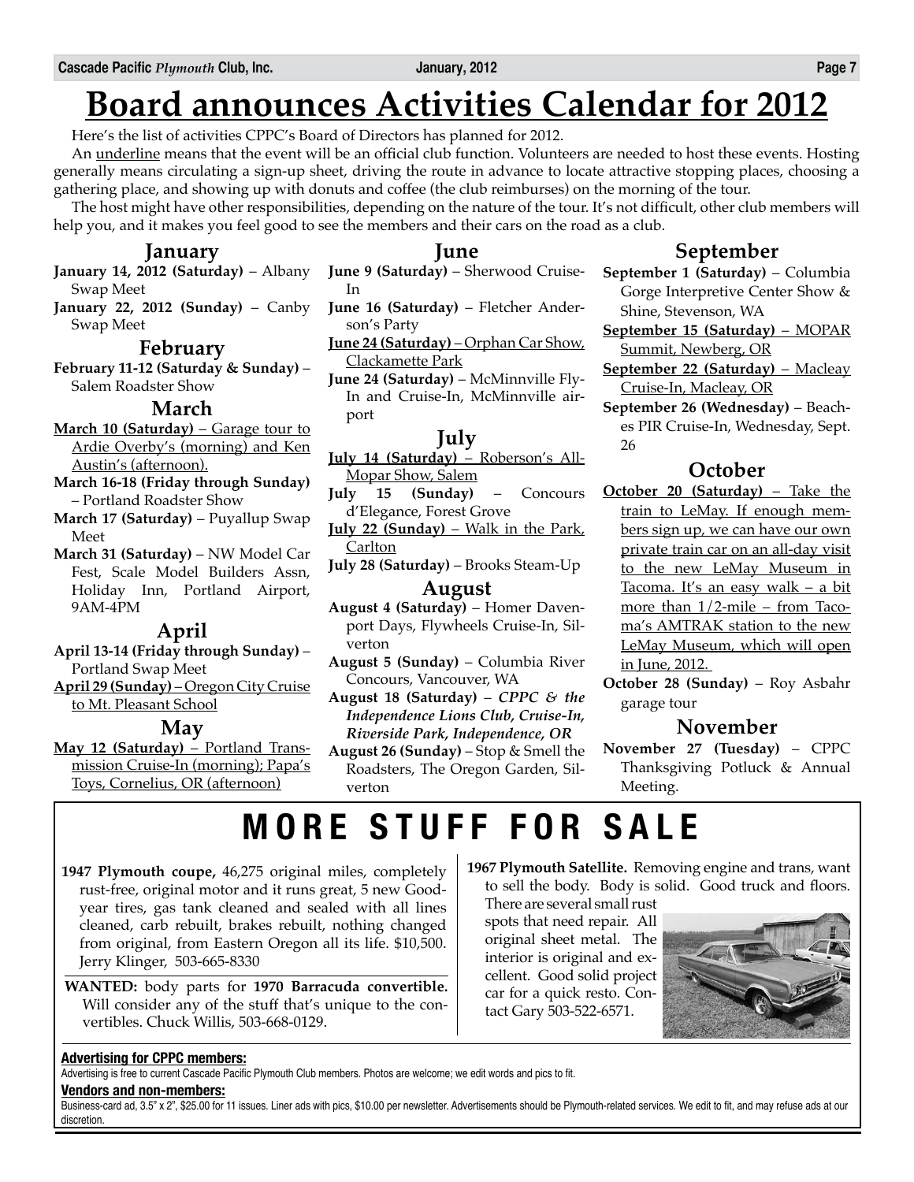# Board announces Activities Calendar for 2012

Here's the list of activities CPPC's Board of Directors has planned for 2012.

An underline means that the event will be an official club function. Volunteers are needed to host these events. Hosting generally means circulating a sign-up sheet, driving the route in advance to locate attractive stopping places, choosing a gathering place, and showing up with donuts and coffee (the club reimburses) on the morning of the tour.

The host might have other responsibilities, depending on the nature of the tour. It's not difficult, other club members will help you, and it makes you feel good to see the members and their cars on the road as a club.

## January

**January 14, 2012 (Saturday)** – Albany Swap Meet

**January 22, 2012 (Sunday)** – Canby Swap Meet

## February

**February 11-12 (Saturday & Sunday)** – Salem Roadster Show

## March

**March 10 (Saturday)** – Garage tour to Ardie Overby's (morning) and Ken Austin's (afternoon).

**March 16-18 (Friday through Sunday)** – Portland Roadster Show

**March 17 (Saturday)** – Puyallup Swap Meet

**March 31 (Saturday)** – NW Model Car Fest, Scale Model Builders Assn, Holiday Inn, Portland Airport, 9AM-4PM

## April

**April 13-14 (Friday through Sunday)** – Portland Swap Meet

**April 29 (Sunday)** – Oregon City Cruise to Mt. Pleasant School

## May

**May 12 (Saturday)** – Portland Transmission Cruise-In (morning); Papa's Toys, Cornelius, OR (afternoon)

## June

**June 9 (Saturday)** – Sherwood Cruise-In

**June 16 (Saturday)** – Fletcher Anderson's Party

**June 24 (Saturday)** – Orphan Car Show, Clackamette Park

**June 24 (Saturday)** – McMinnville Fly-In and Cruise-In, McMinnville airport

## July

**July 14 (Saturday)** – Roberson's All-Mopar Show, Salem

**July 15 (Sunday)** – Concours d'Elegance, Forest Grove

**July 22 (Sunday)** – Walk in the Park, Carlton

**July 28 (Saturday)** – Brooks Steam-Up

## August

**August 4 (Saturday)** – Homer Davenport Days, Flywheels Cruise-In, Silverton

**August 5 (Sunday)** – Columbia River Concours, Vancouver, WA

**August 18 (Saturday)** – ***CPPC & the Independence Lions Club, Cruise-In, Riverside Park, Independence, OR***

**August 26 (Sunday)** – Stop & Smell the Roadsters, The Oregon Garden, Silverton

## September

**September 1 (Saturday)** – Columbia Gorge Interpretive Center Show & Shine, Stevenson, WA

**September 15 (Saturday)** – MOPAR Summit, Newberg, OR

**September 22 (Saturday)** – Macleay Cruise-In, Macleay, OR

**September 26 (Wednesday)** – Beaches PIR Cruise-In, Wednesday, Sept. 26

## October

**October 20 (Saturday)** – Take the train to LeMay. If enough members sign up, we can have our own private train car on an all-day visit to the new LeMay Museum in Tacoma. It's an easy walk – a bit more than 1/2-mile – from Tacoma's AMTRAK station to the new LeMay Museum, which will open in June, 2012.

**October 28 (Sunday)** – Roy Asbahr garage tour

## November

**November 27 (Tuesday)** – CPPC Thanksgiving Potluck & Annual Meeting.

# MORE STUFF FOR SALE

**1947 Plymouth coupe,** 46,275 original miles, completely rust-free, original motor and it runs great, 5 new Goodyear tires, gas tank cleaned and sealed with all lines cleaned, carb rebuilt, brakes rebuilt, nothing changed from original, from Eastern Oregon all its life. $10,500. Jerry Klinger, 503-665-8330

**WANTED:** body parts for **1970 Barracuda convertible.** Will consider any of the stuff that's unique to the convertibles. Chuck Willis, 503-668-0129.

**1967 Plymouth Satellite.** Removing engine and trans, want to sell the body. Body is solid. Good truck and floors. There are several small rust spots that need repair. All original sheet metal. The interior is original and excellent. Good solid project car for a quick resto. Contact Gary 503-522-6571.

**Advertising for CPPC members:**

Advertising is free to current Cascade Pacific Plymouth Club members. Photos are welcome; we edit words and pics to fit.

**Vendors and non-members:**

Business-card ad, 3.5" x 2", $25.00 for 11 issues. Liner ads with pics, $10.00 per newsletter. Advertisements should be Plymouth-related services. We edit to fit, and may refuse ads at our discretion.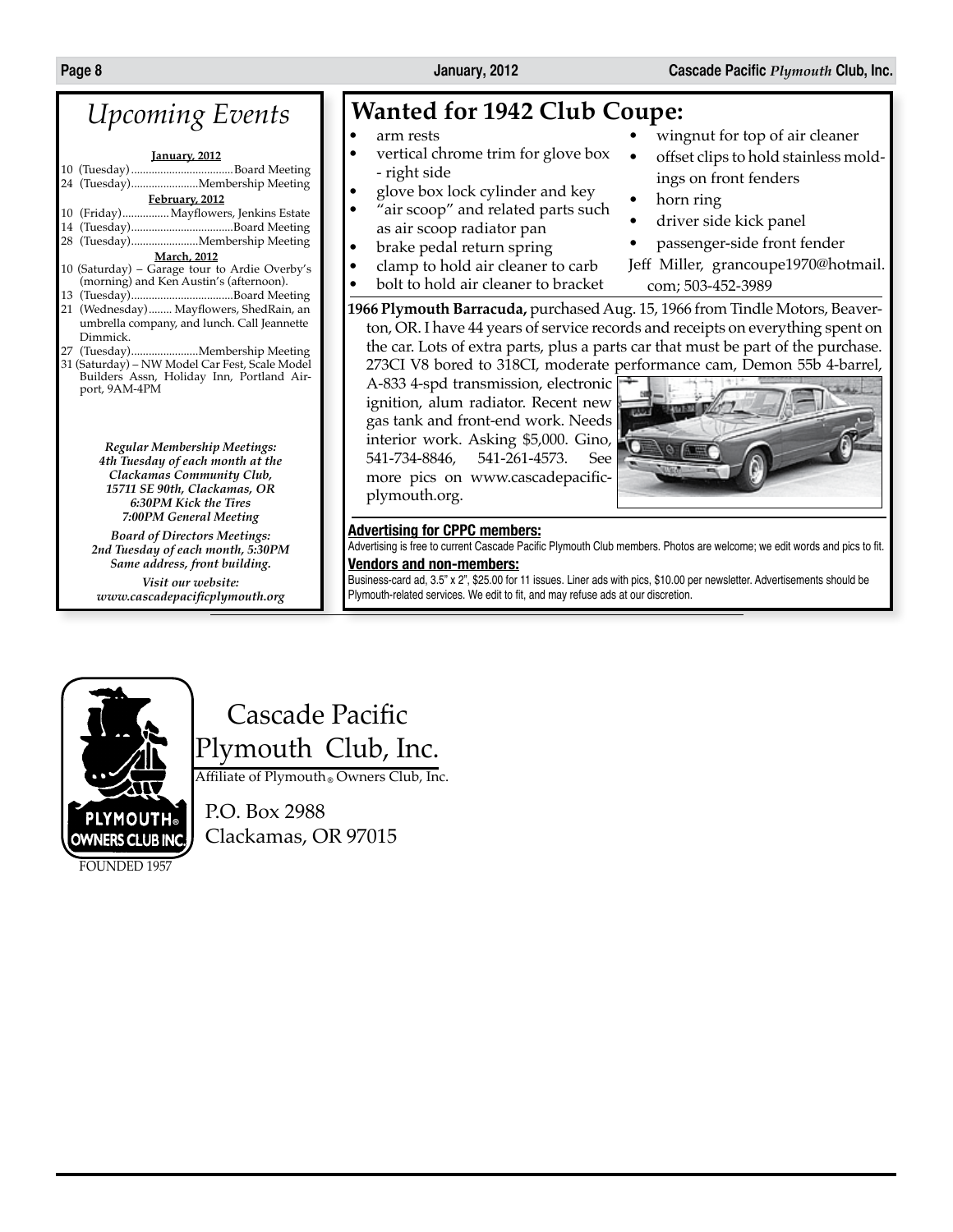# Upcoming Events

**January, 2012**

10 (Tuesday)....................................Board Meeting
24 (Tuesday).......................Membership Meeting

**February, 2012**

10 (Friday)................Mayflowers, Jenkins Estate
14 (Tuesday)....................................Board Meeting
28 (Tuesday).......................Membership Meeting

**March, 2012**

10 (Saturday) – Garage tour to Ardie Overby's (morning) and Ken Austin's (afternoon).
13 (Tuesday)....................................Board Meeting
21 (Wednesday)........ Mayflowers, ShedRain, an umbrella company, and lunch. Call Jeannette Dimmick.
27 (Tuesday).......................Membership Meeting
31 (Saturday) – NW Model Car Fest, Scale Model Builders Assn, Holiday Inn, Portland Airport, 9AM-4PM

*Regular Membership Meetings: 4th Tuesday of each month at the Clackamas Community Club, 15711 SE 90th, Clackamas, OR 6:30PM Kick the Tires 7:00PM General Meeting*

*Board of Directors Meetings: 2nd Tuesday of each month, 5:30PM Same address, front building.*

*Visit our website: www.cascadepacificplymouth.org*

## Wanted for 1942 Club Coupe:

- arm rests
- vertical chrome trim for glove box - right side
- glove box lock cylinder and key
- "air scoop" and related parts such as air scoop radiator pan
- brake pedal return spring
- clamp to hold air cleaner to carb
- bolt to hold air cleaner to bracket
- wingnut for top of air cleaner
- offset clips to hold stainless moldings on front fenders
- horn ring
- driver side kick panel
- passenger-side front fender

Jeff Miller, grancoupe1970@hotmail.com; 503-452-3989

**1966 Plymouth Barracuda,** purchased Aug. 15, 1966 from Tindle Motors, Beaverton, OR. I have 44 years of service records and receipts on everything spent on the car. Lots of extra parts, plus a parts car that must be part of the purchase. 273CI V8 bored to 318CI, moderate performance cam, Demon 55b 4-barrel, A-833 4-spd transmission, electronic ignition, alum radiator. Recent new gas tank and front-end work. Needs interior work. Asking $5,000. Gino, 541-734-8846, 541-261-4573. See more pics on www.cascadepacificplymouth.org.

**Advertising for CPPC members:**

Advertising is free to current Cascade Pacific Plymouth Club members. Photos are welcome; we edit words and pics to fit.

**Vendors and non-members:**

Business-card ad, 3.5" x 2", $25.00 for 11 issues. Liner ads with pics, $10.00 per newsletter. Advertisements should be Plymouth-related services. We edit to fit, and may refuse ads at our discretion.

PLYMOUTH® OWNERS CLUB INC.
FOUNDED 1957

Cascade Pacific
Plymouth Club, Inc.
Affiliate of Plymouth® Owners Club, Inc.

P.O. Box 2988
Clackamas, OR 97015